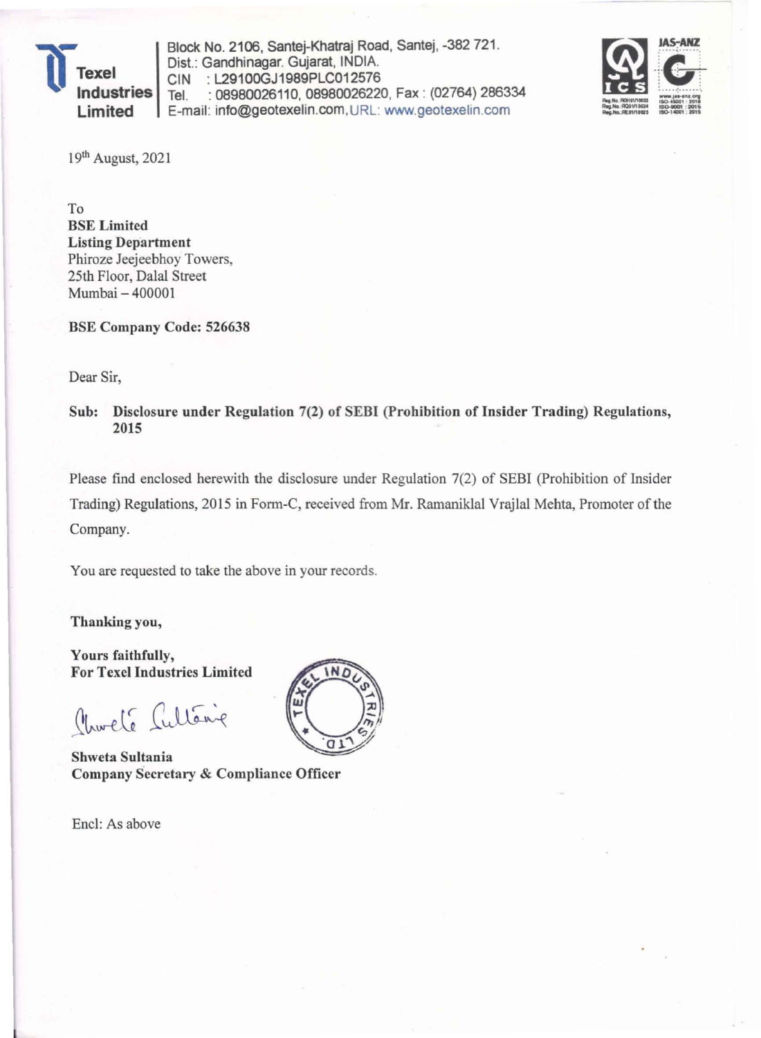**Texel Industries Limited**

Block No. 2106, Santej-Khatraj Road, Santej, -382 721.
Dist.: Gandhinagar. Gujarat, INDIA.
CIN : L29100GJ1989PLC012576
Tel. : 08980026110, 08980026220, Fax : (02764) 286334
E-mail: info@geotexelin.com, URL: www.geotexelin.com

19th August, 2021

To
**BSE Limited**
**Listing Department**
Phiroze Jeejeebhoy Towers,
25th Floor, Dalal Street
Mumbai – 400001

**BSE Company Code: 526638**

Dear Sir,

**Sub: Disclosure under Regulation 7(2) of SEBI (Prohibition of Insider Trading) Regulations, 2015**

Please find enclosed herewith the disclosure under Regulation 7(2) of SEBI (Prohibition of Insider Trading) Regulations, 2015 in Form-C, received from Mr. Ramaniklal Vrajlal Mehta, Promoter of the Company.

You are requested to take the above in your records.

**Thanking you,**

**Yours faithfully,**
**For Texel Industries Limited**

**Shweta Sultania**
**Company Secretary & Compliance Officer**

Encl: As above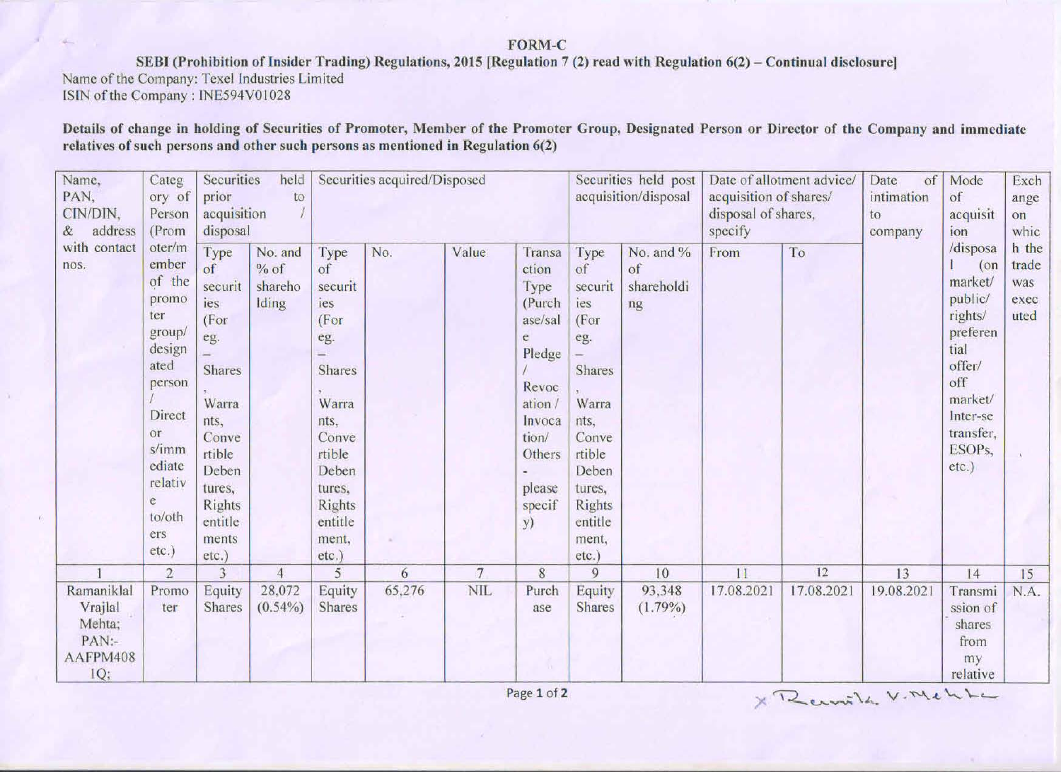**FORM-C**

**SEBI (Prohibition of Insider Trading) Regulations, 2015 [Regulation 7 (2) read with Regulation 6(2) – Continual disclosure]**

Name of the Company: Texel Industries Limited

ISIN of the Company : INE594V01028

**Details of change in holding of Securities of Promoter, Member of the Promoter Group, Designated Person or Director of the Company and immediate relatives of such persons and other such persons as mentioned in Regulation 6(2)**

| Name, PAN, CIN/DIN, & address with contact nos. | Category of Person (Promoter/member of the promoter group/ designated person / Director s/immediate relative to/others etc.) | Securities held prior to acquisition / disposal | | Securities acquired/Disposed | | | | Securities held post acquisition/disposal | | Date of allotment advice/ acquisition of shares/ disposal of shares, specify | | Date of intimation to company | Mode of acquisition /disposal (on market/ public/ rights/ preferential offer/ off market/ Inter-se transfer, ESOPs, etc.) | Exchange on which the trade was executed |
|---|---|---|---|---|---|---|---|---|---|---|---|---|---|---|
| | | Type of securities (For eg. – Shares, Warrants, Convertible Debentures, Rights entitlements, etc.) | No. and % of shareholding | Type of securities (For eg. – Shares, Warrants, Convertible Debentures, Rights entitlement, etc.) | No. | Value | Transaction Type (Purchase/sale Pledge / Revocation / Invocation/ Others - please specify) | Type of securities (For eg. – Shares, Warrants, Convertible Debentures, Rights entitlement, etc.) | No. and % of shareholding | From | To | | | |
| 1 | 2 | 3 | 4 | 5 | 6 | 7 | 8 | 9 | 10 | 11 | 12 | 13 | 14 | 15 |
| Ramaniklal Vrajlal Mehta; PAN:- AAFPM4081Q; | Promoter | Equity Shares | 28,072 (0.54%) | Equity Shares | 65,276 | NIL | Purchase | Equity Shares | 93,348 (1.79%) | 17.08.2021 | 17.08.2021 | 19.08.2021 | Transmission of shares from my relative | N.A. |

x Ramnikla V. Mehta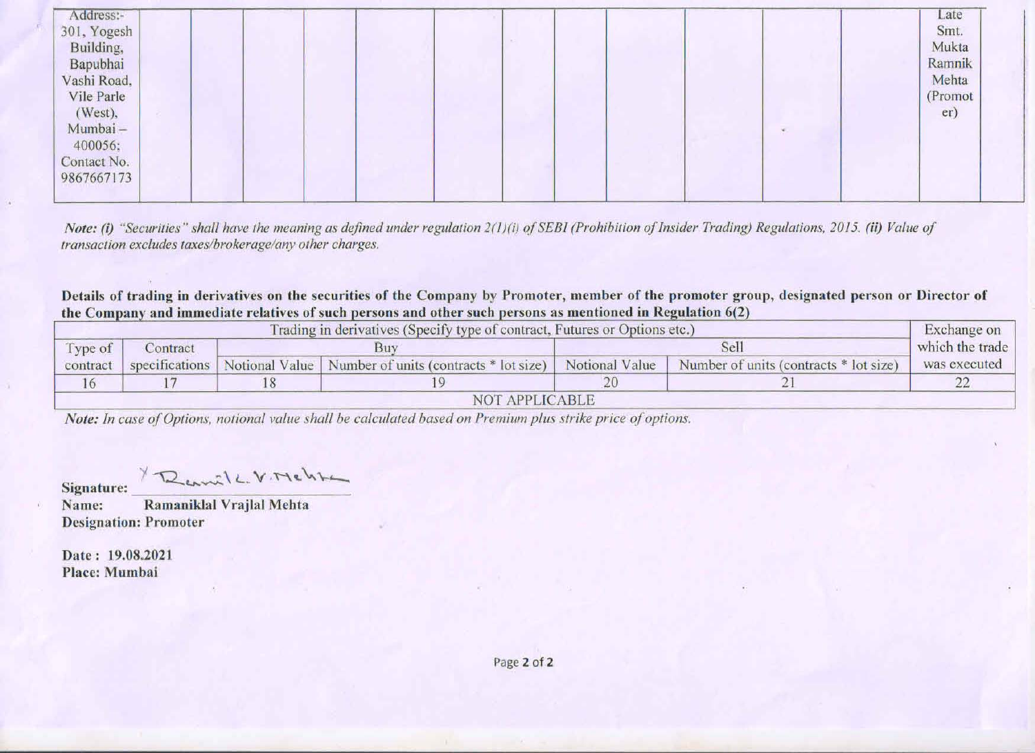| | | | | | | | | | | | | | |
|---|---|---|---|---|---|---|---|---|---|---|---|---|---|
| Address:- 301, Yogesh Building, Bapubhai Vashi Road, Vile Parle (West), Mumbai – 400056; Contact No. 9867667173 | | | | | | | | | | | | Late Smt. Mukta Ramnik Mehta (Promoter) | |

*Note: (i) "Securities" shall have the meaning as defined under regulation 2(1)(i) of SEBI (Prohibition of Insider Trading) Regulations, 2015. (ii) Value of transaction excludes taxes/brokerage/any other charges.*

**Details of trading in derivatives on the securities of the Company by Promoter, member of the promoter group, designated person or Director of the Company and immediate relatives of such persons and other such persons as mentioned in Regulation 6(2)**

| Trading in derivatives (Specify type of contract, Futures or Options etc.) | | | | | | Exchange on which the trade was executed |
|---|---|---|---|---|---|---|
| Type of contract | Contract specifications | Buy | | Sell | | |
| | | Notional Value | Number of units (contracts * lot size) | Notional Value | Number of units (contracts * lot size) | |
| 16 | 17 | 18 | 19 | 20 | 21 | 22 |
| NOT APPLICABLE | | | | | | |

*Note: In case of Options, notional value shall be calculated based on Premium plus strike price of options.*

**Signature:** Ramnik L. V. Mehta

**Name:** **Ramaniklal Vrajlal Mehta**

**Designation: Promoter**

**Date : 19.08.2021**

**Place: Mumbai**